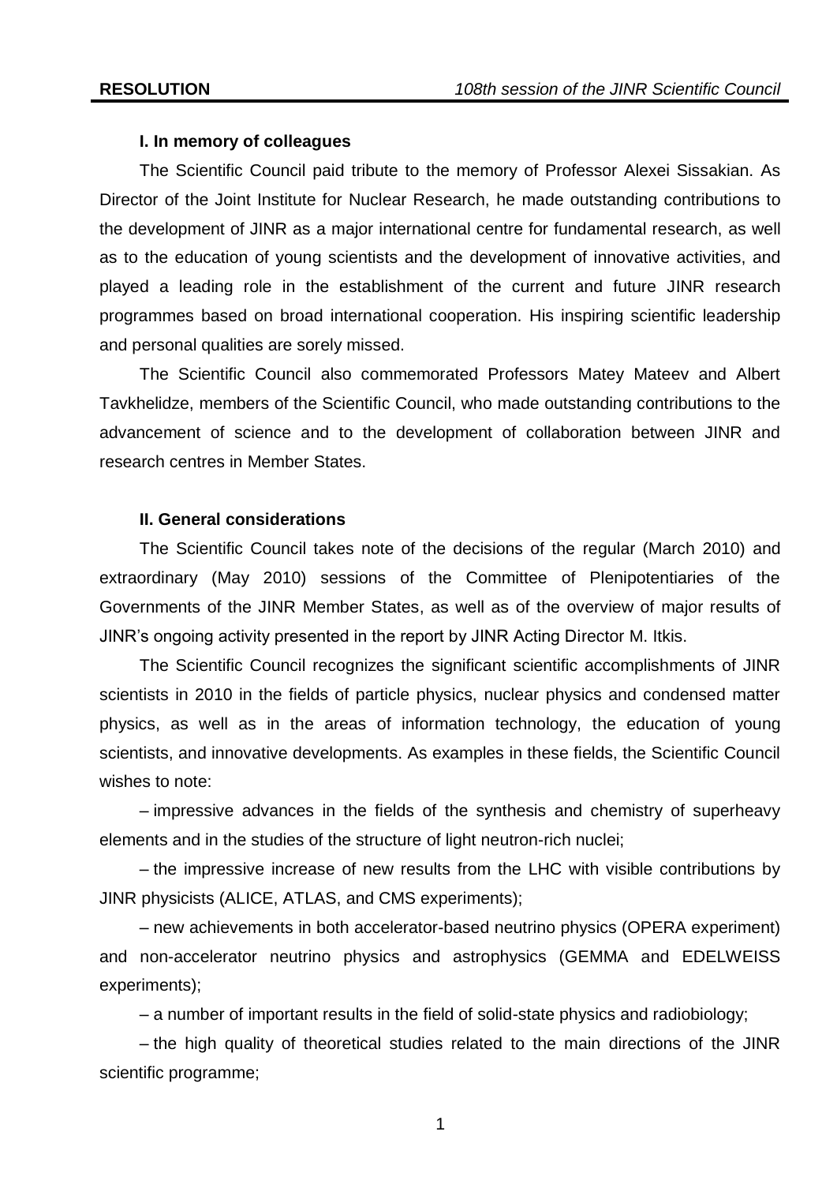### I. In memory of colleagues

The Scientific Council paid tribute to the memory of Professor Alexei Sissakian. As Director of the Joint Institute for Nuclear Research, he made outstanding contributions to the development of JINR as a major international centre for fundamental research, as well as to the education of young scientists and the development of innovative activities, and played a leading role in the establishment of the current and future JINR research programmes based on broad international cooperation. His inspiring scientific leadership and personal qualities are sorely missed.

The Scientific Council also commemorated Professors Matey Mateev and Albert Tavkhelidze, members of the Scientific Council, who made outstanding contributions to the advancement of science and to the development of collaboration between JINR and research centres in Member States.

### II. General considerations

The Scientific Council takes note of the decisions of the regular (March 2010) and extraordinary (May 2010) sessions of the Committee of Plenipotentiaries of the Governments of the JINR Member States, as well as of the overview of major results of JINR's ongoing activity presented in the report by JINR Acting Director M. Itkis.

The Scientific Council recognizes the significant scientific accomplishments of JINR scientists in 2010 in the fields of particle physics, nuclear physics and condensed matter physics, as well as in the areas of information technology, the education of young scientists, and innovative developments. As examples in these fields, the Scientific Council wishes to note:

– impressive advances in the fields of the synthesis and chemistry of superheavy elements and in the studies of the structure of light neutron-rich nuclei;

– the impressive increase of new results from the LHC with visible contributions by JINR physicists (ALICE, ATLAS, and CMS experiments);

– new achievements in both accelerator-based neutrino physics (OPERA experiment) and non-accelerator neutrino physics and astrophysics (GEMMA and EDELWEISS experiments);

– a number of important results in the field of solid-state physics and radiobiology;

– the high quality of theoretical studies related to the main directions of the JINR scientific programme;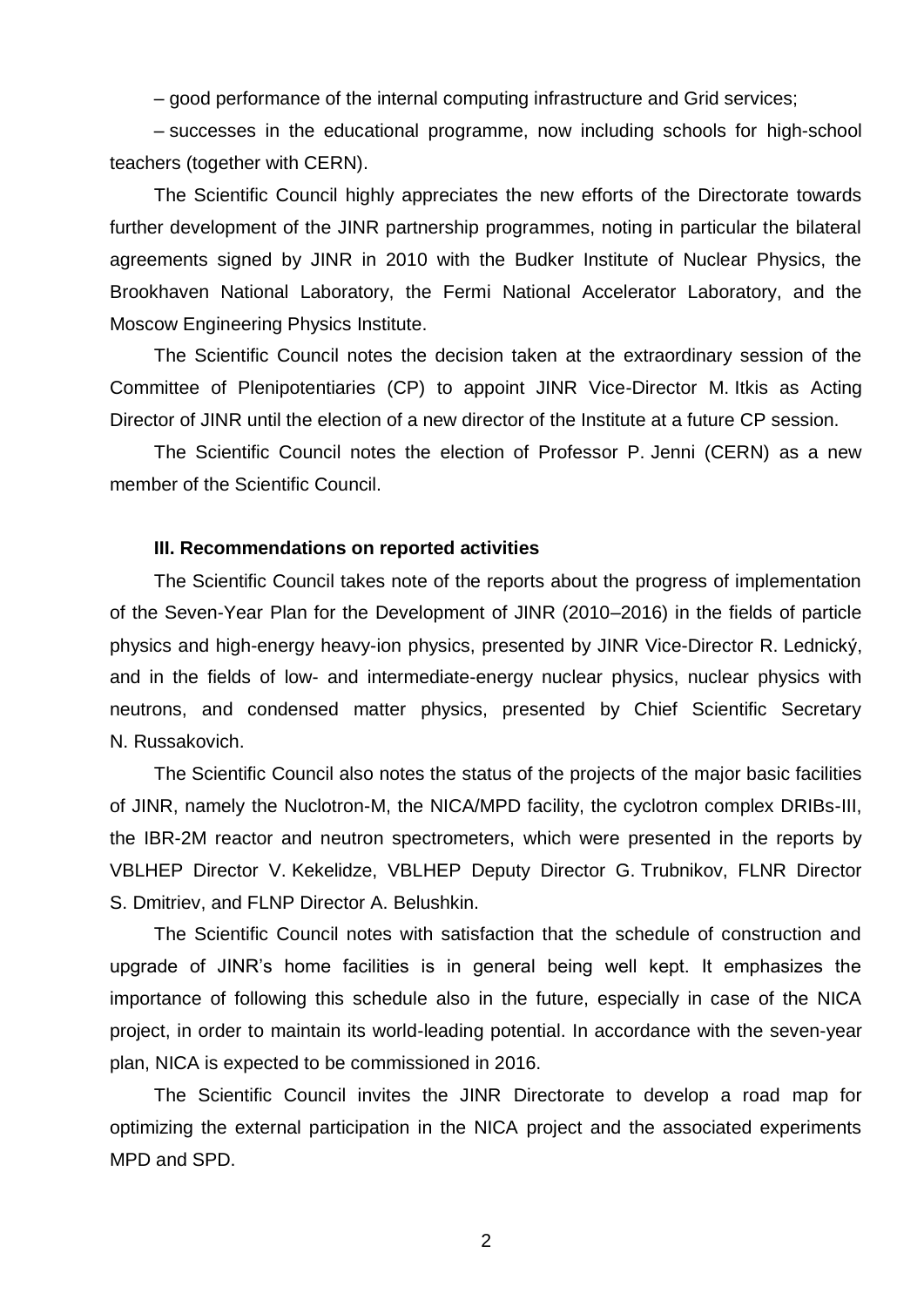– good performance of the internal computing infrastructure and Grid services;

– successes in the educational programme, now including schools for high-school teachers (together with CERN).

The Scientific Council highly appreciates the new efforts of the Directorate towards further development of the JINR partnership programmes, noting in particular the bilateral agreements signed by JINR in 2010 with the Budker Institute of Nuclear Physics, the Brookhaven National Laboratory, the Fermi National Accelerator Laboratory, and the Moscow Engineering Physics Institute.

The Scientific Council notes the decision taken at the extraordinary session of the Committee of Plenipotentiaries (CP) to appoint JINR Vice-Director M. Itkis as Acting Director of JINR until the election of a new director of the Institute at a future CP session.

The Scientific Council notes the election of Professor P. Jenni (CERN) as a new member of the Scientific Council.

**III. Recommendations on reported activities**

The Scientific Council takes note of the reports about the progress of implementation of the Seven-Year Plan for the Development of JINR (2010–2016) in the fields of particle physics and high-energy heavy-ion physics, presented by JINR Vice-Director R. Lednický, and in the fields of low- and intermediate-energy nuclear physics, nuclear physics with neutrons, and condensed matter physics, presented by Chief Scientific Secretary N. Russakovich.

The Scientific Council also notes the status of the projects of the major basic facilities of JINR, namely the Nuclotron-M, the NICA/MPD facility, the cyclotron complex DRIBs-III, the IBR-2M reactor and neutron spectrometers, which were presented in the reports by VBLHEP Director V. Kekelidze, VBLHEP Deputy Director G. Trubnikov, FLNR Director S. Dmitriev, and FLNP Director A. Belushkin.

The Scientific Council notes with satisfaction that the schedule of construction and upgrade of JINR's home facilities is in general being well kept. It emphasizes the importance of following this schedule also in the future, especially in case of the NICA project, in order to maintain its world-leading potential. In accordance with the seven-year plan, NICA is expected to be commissioned in 2016.

The Scientific Council invites the JINR Directorate to develop a road map for optimizing the external participation in the NICA project and the associated experiments MPD and SPD.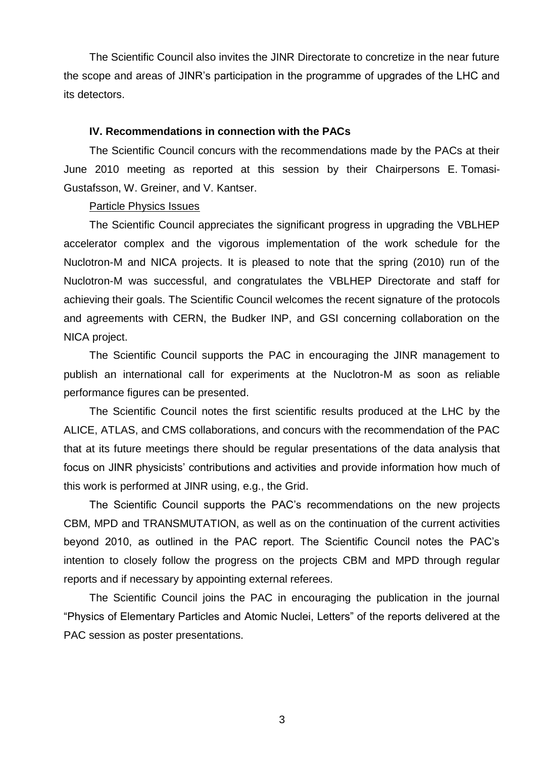The Scientific Council also invites the JINR Directorate to concretize in the near future the scope and areas of JINR's participation in the programme of upgrades of the LHC and its detectors.

### IV. Recommendations in connection with the PACs

The Scientific Council concurs with the recommendations made by the PACs at their June 2010 meeting as reported at this session by their Chairpersons E. Tomasi-Gustafsson, W. Greiner, and V. Kantser.

Particle Physics Issues

The Scientific Council appreciates the significant progress in upgrading the VBLHEP accelerator complex and the vigorous implementation of the work schedule for the Nuclotron-M and NICA projects. It is pleased to note that the spring (2010) run of the Nuclotron-M was successful, and congratulates the VBLHEP Directorate and staff for achieving their goals. The Scientific Council welcomes the recent signature of the protocols and agreements with CERN, the Budker INP, and GSI concerning collaboration on the NICA project.

The Scientific Council supports the PAC in encouraging the JINR management to publish an international call for experiments at the Nuclotron-M as soon as reliable performance figures can be presented.

The Scientific Council notes the first scientific results produced at the LHC by the ALICE, ATLAS, and CMS collaborations, and concurs with the recommendation of the PAC that at its future meetings there should be regular presentations of the data analysis that focus on JINR physicists' contributions and activities and provide information how much of this work is performed at JINR using, e.g., the Grid.

The Scientific Council supports the PAC's recommendations on the new projects CBM, MPD and TRANSMUTATION, as well as on the continuation of the current activities beyond 2010, as outlined in the PAC report. The Scientific Council notes the PAC's intention to closely follow the progress on the projects CBM and MPD through regular reports and if necessary by appointing external referees.

The Scientific Council joins the PAC in encouraging the publication in the journal "Physics of Elementary Particles and Atomic Nuclei, Letters" of the reports delivered at the PAC session as poster presentations.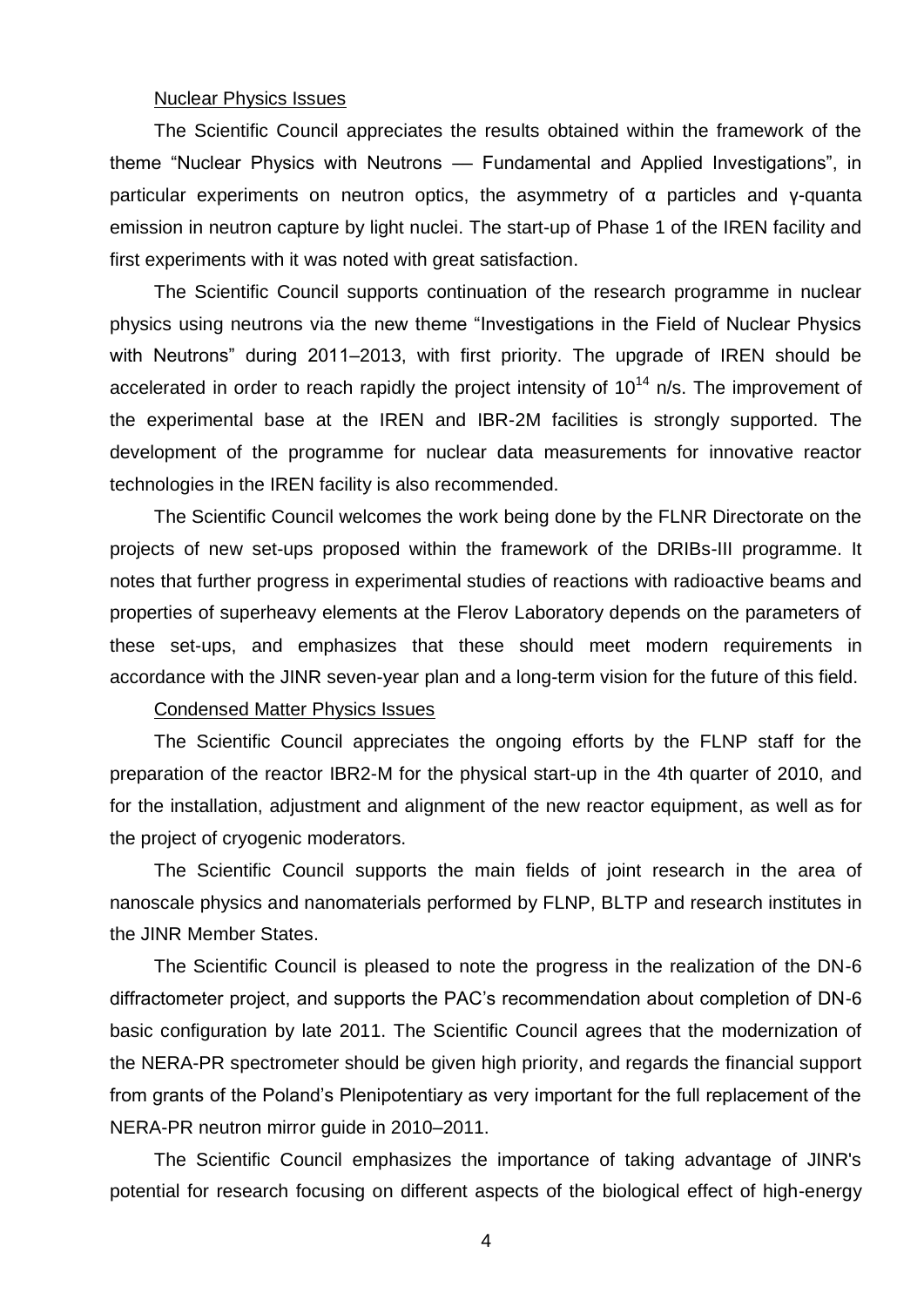Nuclear Physics Issues

The Scientific Council appreciates the results obtained within the framework of the theme "Nuclear Physics with Neutrons — Fundamental and Applied Investigations", in particular experiments on neutron optics, the asymmetry of α particles and γ-quanta emission in neutron capture by light nuclei. The start-up of Phase 1 of the IREN facility and first experiments with it was noted with great satisfaction.

The Scientific Council supports continuation of the research programme in nuclear physics using neutrons via the new theme "Investigations in the Field of Nuclear Physics with Neutrons" during 2011–2013, with first priority. The upgrade of IREN should be accelerated in order to reach rapidly the project intensity of $10^{14}$ n/s. The improvement of the experimental base at the IREN and IBR-2M facilities is strongly supported. The development of the programme for nuclear data measurements for innovative reactor technologies in the IREN facility is also recommended.

The Scientific Council welcomes the work being done by the FLNR Directorate on the projects of new set-ups proposed within the framework of the DRIBs-III programme. It notes that further progress in experimental studies of reactions with radioactive beams and properties of superheavy elements at the Flerov Laboratory depends on the parameters of these set-ups, and emphasizes that these should meet modern requirements in accordance with the JINR seven-year plan and a long-term vision for the future of this field.

Condensed Matter Physics Issues

The Scientific Council appreciates the ongoing efforts by the FLNP staff for the preparation of the reactor IBR2-M for the physical start-up in the 4th quarter of 2010, and for the installation, adjustment and alignment of the new reactor equipment, as well as for the project of cryogenic moderators.

The Scientific Council supports the main fields of joint research in the area of nanoscale physics and nanomaterials performed by FLNP, BLTP and research institutes in the JINR Member States.

The Scientific Council is pleased to note the progress in the realization of the DN-6 diffractometer project, and supports the PAC's recommendation about completion of DN-6 basic configuration by late 2011. The Scientific Council agrees that the modernization of the NERA-PR spectrometer should be given high priority, and regards the financial support from grants of the Poland's Plenipotentiary as very important for the full replacement of the NERA-PR neutron mirror guide in 2010–2011.

The Scientific Council emphasizes the importance of taking advantage of JINR's potential for research focusing on different aspects of the biological effect of high-energy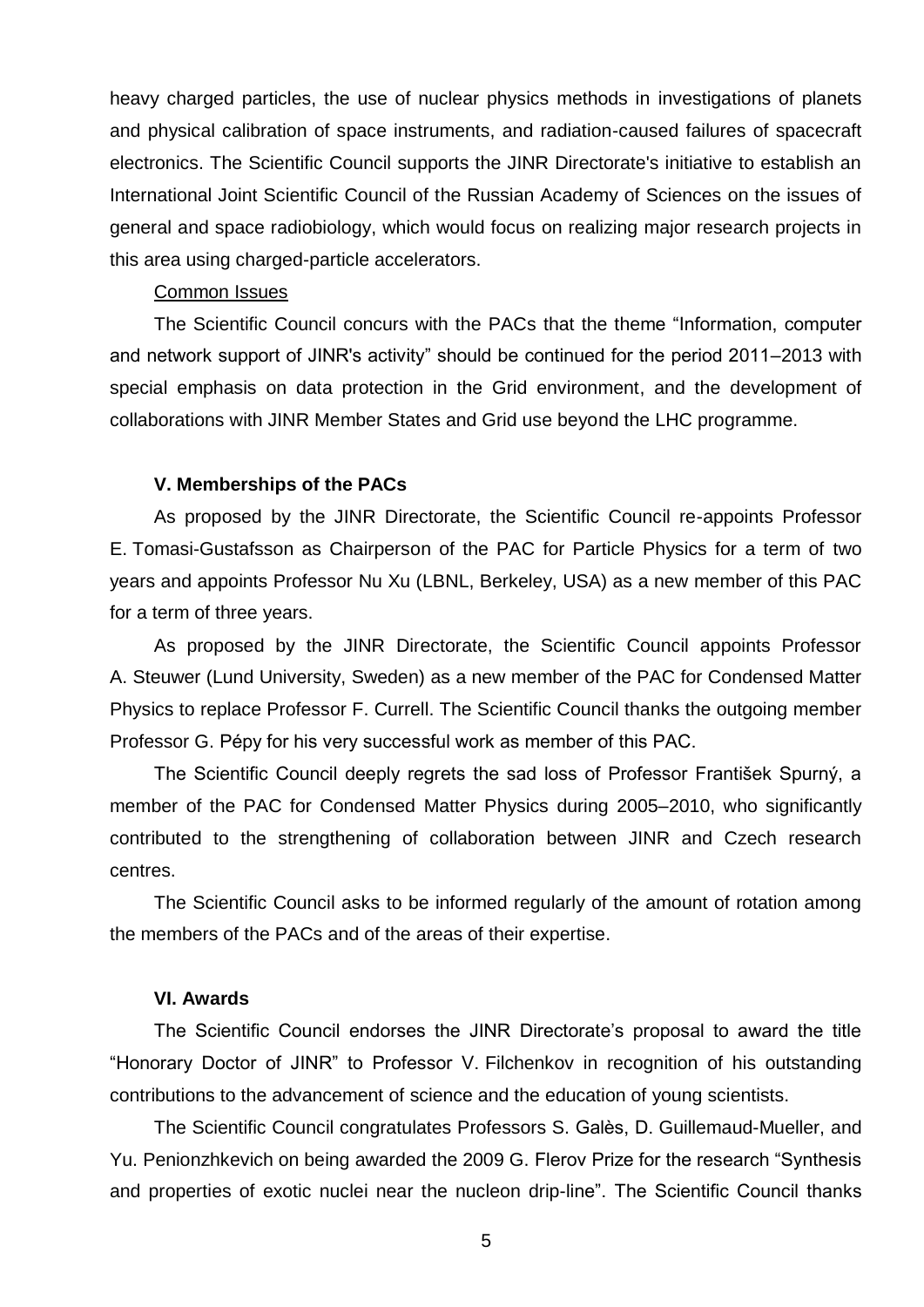heavy charged particles, the use of nuclear physics methods in investigations of planets and physical calibration of space instruments, and radiation-caused failures of spacecraft electronics. The Scientific Council supports the JINR Directorate's initiative to establish an International Joint Scientific Council of the Russian Academy of Sciences on the issues of general and space radiobiology, which would focus on realizing major research projects in this area using charged-particle accelerators.

Common Issues

The Scientific Council concurs with the PACs that the theme "Information, computer and network support of JINR's activity" should be continued for the period 2011–2013 with special emphasis on data protection in the Grid environment, and the development of collaborations with JINR Member States and Grid use beyond the LHC programme.

### V. Memberships of the PACs

As proposed by the JINR Directorate, the Scientific Council re-appoints Professor E. Tomasi-Gustafsson as Chairperson of the PAC for Particle Physics for a term of two years and appoints Professor Nu Xu (LBNL, Berkeley, USA) as a new member of this PAC for a term of three years.

As proposed by the JINR Directorate, the Scientific Council appoints Professor A. Steuwer (Lund University, Sweden) as a new member of the PAC for Condensed Matter Physics to replace Professor F. Currell. The Scientific Council thanks the outgoing member Professor G. Pépy for his very successful work as member of this PAC.

The Scientific Council deeply regrets the sad loss of Professor František Spurný, a member of the PAC for Condensed Matter Physics during 2005–2010, who significantly contributed to the strengthening of collaboration between JINR and Czech research centres.

The Scientific Council asks to be informed regularly of the amount of rotation among the members of the PACs and of the areas of their expertise.

### VI. Awards

The Scientific Council endorses the JINR Directorate's proposal to award the title "Honorary Doctor of JINR" to Professor V. Filchenkov in recognition of his outstanding contributions to the advancement of science and the education of young scientists.

The Scientific Council congratulates Professors S. Galès, D. Guillemaud-Mueller, and Yu. Penionzhkevich on being awarded the 2009 G. Flerov Prize for the research "Synthesis and properties of exotic nuclei near the nucleon drip-line". The Scientific Council thanks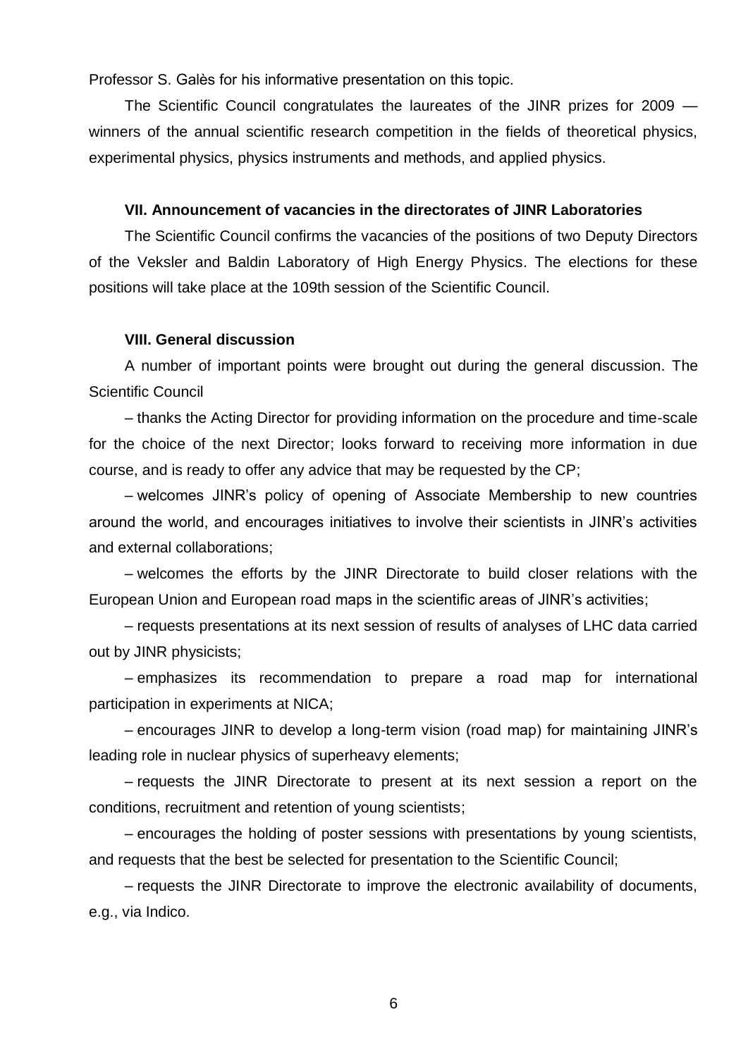Professor S. Galès for his informative presentation on this topic.

The Scientific Council congratulates the laureates of the JINR prizes for 2009 — winners of the annual scientific research competition in the fields of theoretical physics, experimental physics, physics instruments and methods, and applied physics.

### VII. Announcement of vacancies in the directorates of JINR Laboratories

The Scientific Council confirms the vacancies of the positions of two Deputy Directors of the Veksler and Baldin Laboratory of High Energy Physics. The elections for these positions will take place at the 109th session of the Scientific Council.

### VIII. General discussion

A number of important points were brought out during the general discussion. The Scientific Council

– thanks the Acting Director for providing information on the procedure and time-scale for the choice of the next Director; looks forward to receiving more information in due course, and is ready to offer any advice that may be requested by the CP;

– welcomes JINR's policy of opening of Associate Membership to new countries around the world, and encourages initiatives to involve their scientists in JINR's activities and external collaborations;

– welcomes the efforts by the JINR Directorate to build closer relations with the European Union and European road maps in the scientific areas of JINR's activities;

– requests presentations at its next session of results of analyses of LHC data carried out by JINR physicists;

– emphasizes its recommendation to prepare a road map for international participation in experiments at NICA;

– encourages JINR to develop a long-term vision (road map) for maintaining JINR's leading role in nuclear physics of superheavy elements;

– requests the JINR Directorate to present at its next session a report on the conditions, recruitment and retention of young scientists;

– encourages the holding of poster sessions with presentations by young scientists, and requests that the best be selected for presentation to the Scientific Council;

– requests the JINR Directorate to improve the electronic availability of documents, e.g., via Indico.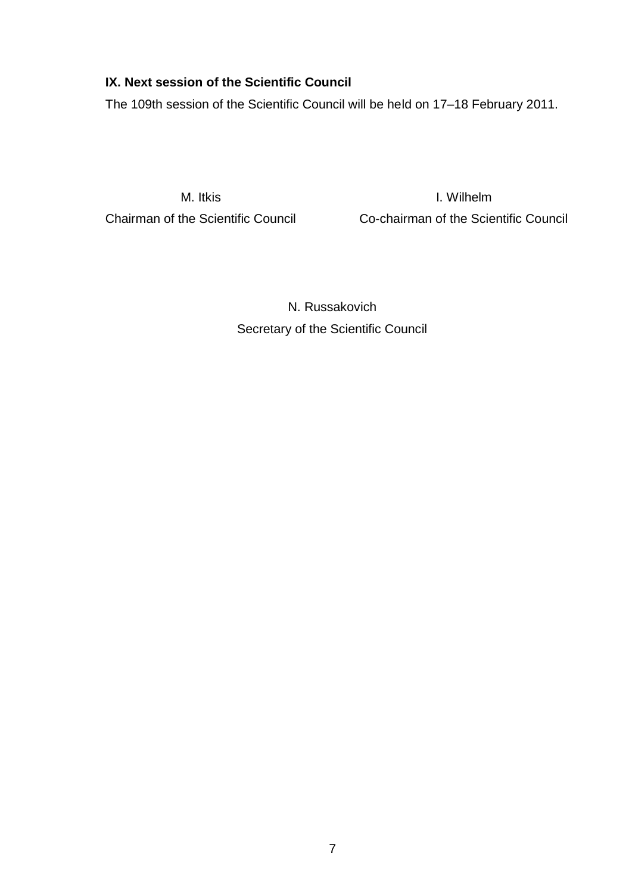**IX. Next session of the Scientific Council**

The 109th session of the Scientific Council will be held on 17–18 February 2011.

M. Itkis
Chairman of the Scientific Council

I. Wilhelm
Co-chairman of the Scientific Council

N. Russakovich
Secretary of the Scientific Council